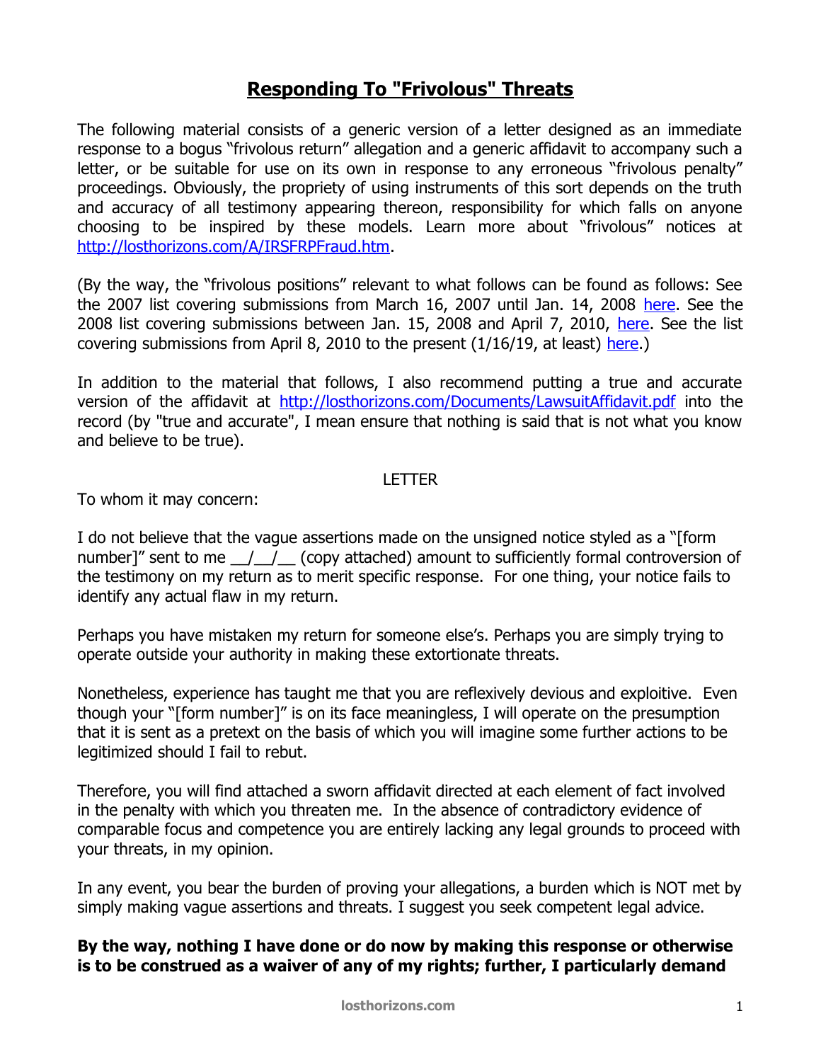# Responding To "Frivolous" Threats

The following material consists of a generic version of a letter designed as an immediate response to a bogus "frivolous return" allegation and a generic affidavit to accompany such a letter, or be suitable for use on its own in response to any erroneous "frivolous penalty" proceedings. Obviously, the propriety of using instruments of this sort depends on the truth and accuracy of all testimony appearing thereon, responsibility for which falls on anyone choosing to be inspired by these models. Learn more about "frivolous" notices at [http://losthorizons.com/A/IRSFRPFraud.htm](http://losthorizons.com/A/IRSFRPFraud.htm).

(By the way, the "frivolous positions" relevant to what follows can be found as follows: See the 2007 list covering submissions from March 16, 2007 until Jan. 14, 2008 here. See the 2008 list covering submissions between Jan. 15, 2008 and April 7, 2010, here. See the list covering submissions from April 8, 2010 to the present (1/16/19, at least) here.)

In addition to the material that follows, I also recommend putting a true and accurate version of the affidavit at [http://losthorizons.com/Documents/LawsuitAffidavit.pdf](http://losthorizons.com/Documents/LawsuitAffidavit.pdf) into the record (by "true and accurate", I mean ensure that nothing is said that is not what you know and believe to be true).

LETTER

To whom it may concern:

I do not believe that the vague assertions made on the unsigned notice styled as a "[form number]" sent to me __/__/__ (copy attached) amount to sufficiently formal controversion of the testimony on my return as to merit specific response. For one thing, your notice fails to identify any actual flaw in my return.

Perhaps you have mistaken my return for someone else's. Perhaps you are simply trying to operate outside your authority in making these extortionate threats.

Nonetheless, experience has taught me that you are reflexively devious and exploitive. Even though your "[form number]" is on its face meaningless, I will operate on the presumption that it is sent as a pretext on the basis of which you will imagine some further actions to be legitimized should I fail to rebut.

Therefore, you will find attached a sworn affidavit directed at each element of fact involved in the penalty with which you threaten me. In the absence of contradictory evidence of comparable focus and competence you are entirely lacking any legal grounds to proceed with your threats, in my opinion.

In any event, you bear the burden of proving your allegations, a burden which is NOT met by simply making vague assertions and threats. I suggest you seek competent legal advice.

**By the way, nothing I have done or do now by making this response or otherwise is to be construed as a waiver of any of my rights; further, I particularly demand**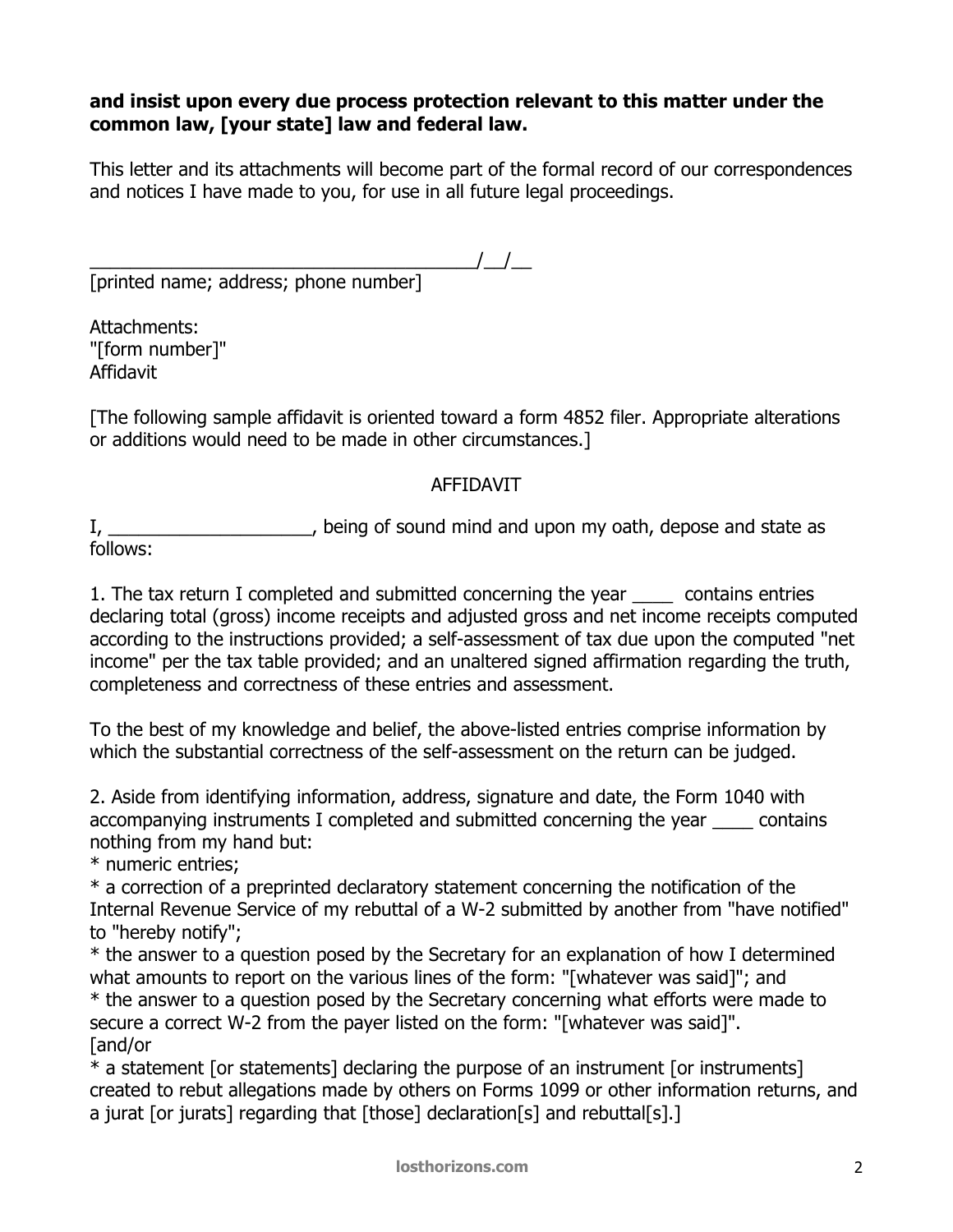**and insist upon every due process protection relevant to this matter under the common law, [your state] law and federal law.**

This letter and its attachments will become part of the formal record of our correspondences and notices I have made to you, for use in all future legal proceedings.

______________________________________/__/__
[printed name; address; phone number]

Attachments:
"[form number]"
Affidavit

[The following sample affidavit is oriented toward a form 4852 filer. Appropriate alterations or additions would need to be made in other circumstances.]

AFFIDAVIT

I, ____________________, being of sound mind and upon my oath, depose and state as follows:

1. The tax return I completed and submitted concerning the year ____ contains entries declaring total (gross) income receipts and adjusted gross and net income receipts computed according to the instructions provided; a self-assessment of tax due upon the computed "net income" per the tax table provided; and an unaltered signed affirmation regarding the truth, completeness and correctness of these entries and assessment.

To the best of my knowledge and belief, the above-listed entries comprise information by which the substantial correctness of the self-assessment on the return can be judged.

2. Aside from identifying information, address, signature and date, the Form 1040 with accompanying instruments I completed and submitted concerning the year ____ contains nothing from my hand but:
* numeric entries;
* a correction of a preprinted declaratory statement concerning the notification of the Internal Revenue Service of my rebuttal of a W-2 submitted by another from "have notified" to "hereby notify";
* the answer to a question posed by the Secretary for an explanation of how I determined what amounts to report on the various lines of the form: "[whatever was said]"; and
* the answer to a question posed by the Secretary concerning what efforts were made to secure a correct W-2 from the payer listed on the form: "[whatever was said]".
[and/or
* a statement [or statements] declaring the purpose of an instrument [or instruments] created to rebut allegations made by others on Forms 1099 or other information returns, and a jurat [or jurats] regarding that [those] declaration[s] and rebuttal[s].]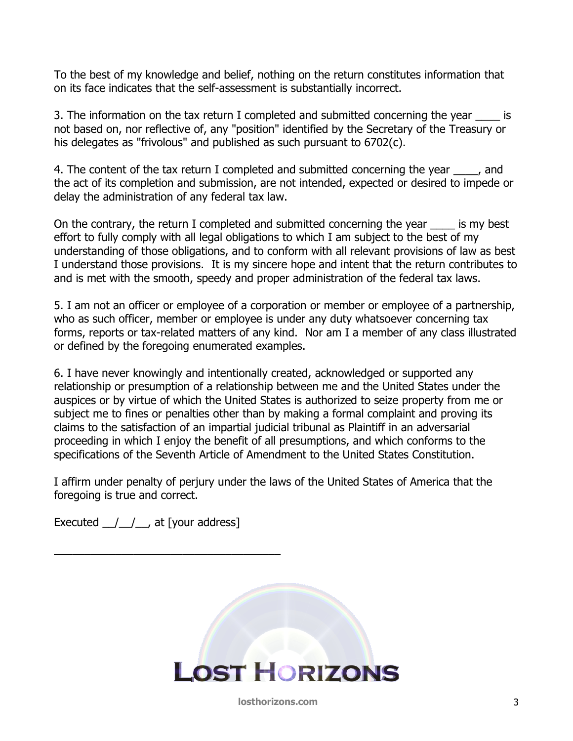To the best of my knowledge and belief, nothing on the return constitutes information that on its face indicates that the self-assessment is substantially incorrect.

3. The information on the tax return I completed and submitted concerning the year ____ is not based on, nor reflective of, any "position" identified by the Secretary of the Treasury or his delegates as "frivolous" and published as such pursuant to 6702(c).

4. The content of the tax return I completed and submitted concerning the year ____, and the act of its completion and submission, are not intended, expected or desired to impede or delay the administration of any federal tax law.

On the contrary, the return I completed and submitted concerning the year ____ is my best effort to fully comply with all legal obligations to which I am subject to the best of my understanding of those obligations, and to conform with all relevant provisions of law as best I understand those provisions. It is my sincere hope and intent that the return contributes to and is met with the smooth, speedy and proper administration of the federal tax laws.

5. I am not an officer or employee of a corporation or member or employee of a partnership, who as such officer, member or employee is under any duty whatsoever concerning tax forms, reports or tax-related matters of any kind. Nor am I a member of any class illustrated or defined by the foregoing enumerated examples.

6. I have never knowingly and intentionally created, acknowledged or supported any relationship or presumption of a relationship between me and the United States under the auspices or by virtue of which the United States is authorized to seize property from me or subject me to fines or penalties other than by making a formal complaint and proving its claims to the satisfaction of an impartial judicial tribunal as Plaintiff in an adversarial proceeding in which I enjoy the benefit of all presumptions, and which conforms to the specifications of the Seventh Article of Amendment to the United States Constitution.

I affirm under penalty of perjury under the laws of the United States of America that the foregoing is true and correct.

Executed __/__/__, at [your address]

______________________________________

Lost Horizons

losthorizons.com